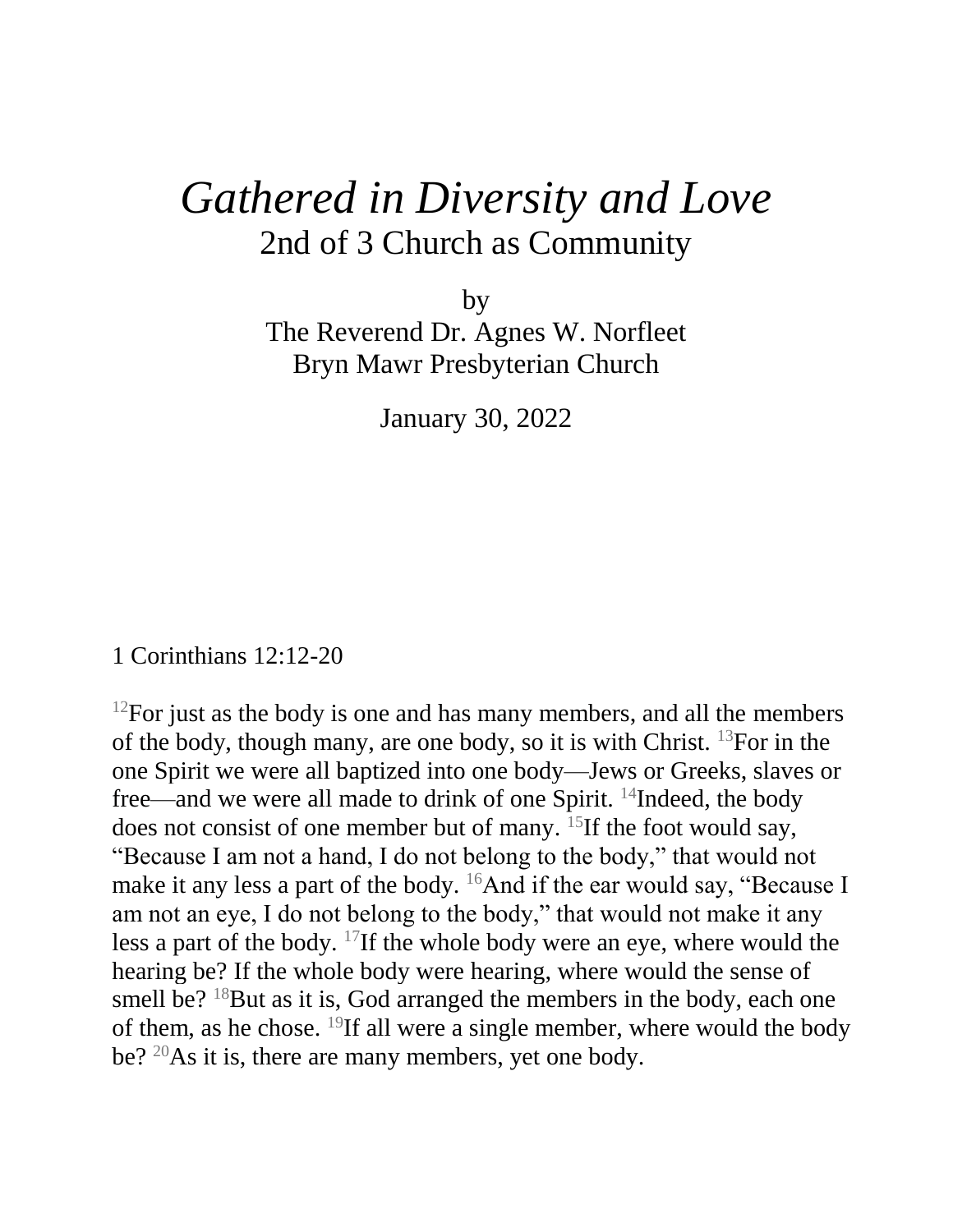# *Gathered in Diversity and Love*

## 2nd of 3 Church as Community

by
The Reverend Dr. Agnes W. Norfleet
Bryn Mawr Presbyterian Church

January 30, 2022

1 Corinthians 12:12-20

[12]For just as the body is one and has many members, and all the members of the body, though many, are one body, so it is with Christ. [13]For in the one Spirit we were all baptized into one body—Jews or Greeks, slaves or free—and we were all made to drink of one Spirit. [14]Indeed, the body does not consist of one member but of many. [15]If the foot would say, "Because I am not a hand, I do not belong to the body," that would not make it any less a part of the body. [16]And if the ear would say, "Because I am not an eye, I do not belong to the body," that would not make it any less a part of the body. [17]If the whole body were an eye, where would the hearing be? If the whole body were hearing, where would the sense of smell be? [18]But as it is, God arranged the members in the body, each one of them, as he chose. [19]If all were a single member, where would the body be? [20]As it is, there are many members, yet one body.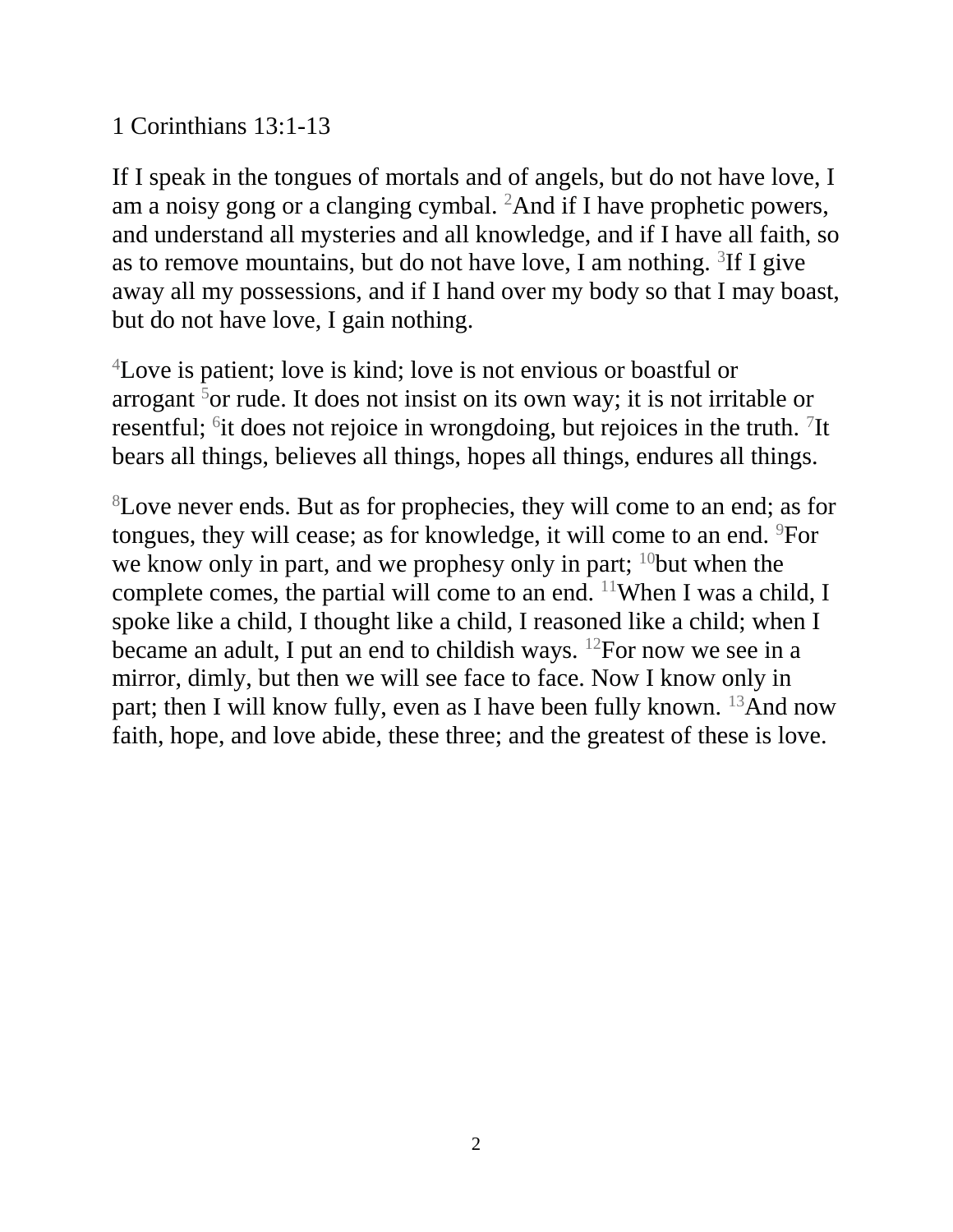1 Corinthians 13:1-13

If I speak in the tongues of mortals and of angels, but do not have love, I am a noisy gong or a clanging cymbal. [2]And if I have prophetic powers, and understand all mysteries and all knowledge, and if I have all faith, so as to remove mountains, but do not have love, I am nothing. [3]If I give away all my possessions, and if I hand over my body so that I may boast, but do not have love, I gain nothing.

[4]Love is patient; love is kind; love is not envious or boastful or arrogant [5]or rude. It does not insist on its own way; it is not irritable or resentful; [6]it does not rejoice in wrongdoing, but rejoices in the truth. [7]It bears all things, believes all things, hopes all things, endures all things.

[8]Love never ends. But as for prophecies, they will come to an end; as for tongues, they will cease; as for knowledge, it will come to an end. [9]For we know only in part, and we prophesy only in part; [10]but when the complete comes, the partial will come to an end. [11]When I was a child, I spoke like a child, I thought like a child, I reasoned like a child; when I became an adult, I put an end to childish ways. [12]For now we see in a mirror, dimly, but then we will see face to face. Now I know only in part; then I will know fully, even as I have been fully known. [13]And now faith, hope, and love abide, these three; and the greatest of these is love.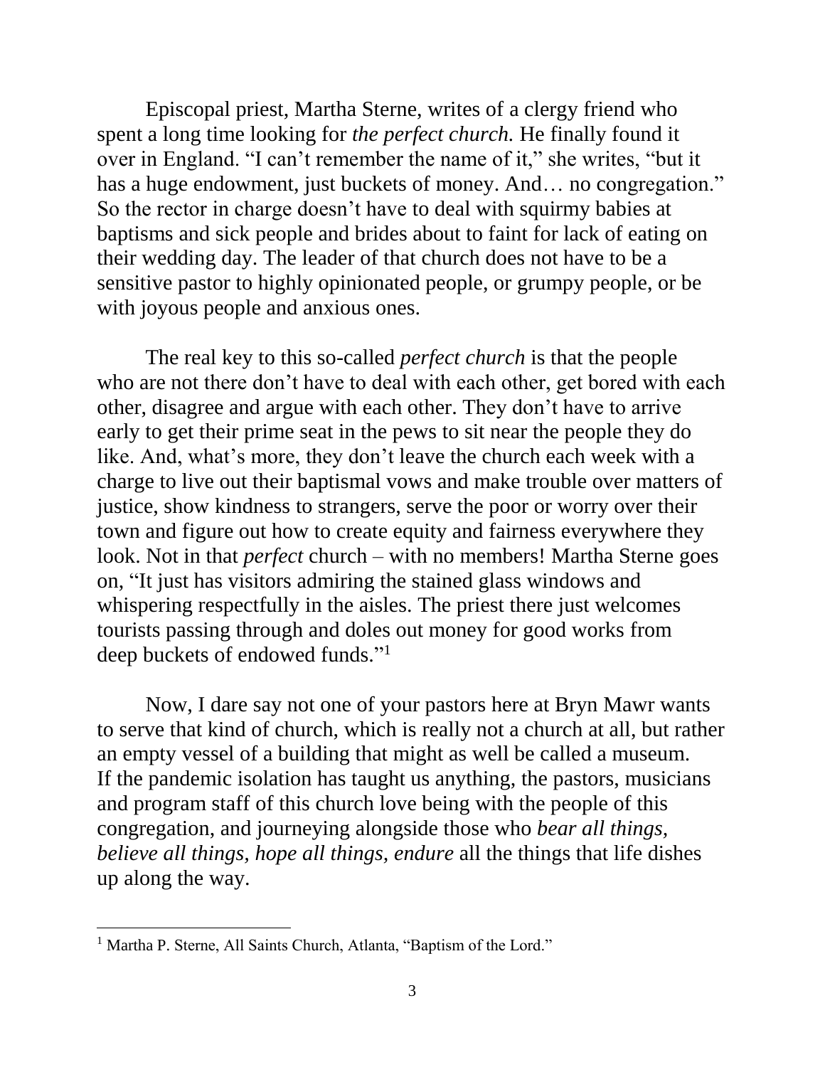Episcopal priest, Martha Sterne, writes of a clergy friend who spent a long time looking for *the perfect church.* He finally found it over in England. “I can’t remember the name of it,” she writes, “but it has a huge endowment, just buckets of money. And… no congregation.” So the rector in charge doesn’t have to deal with squirmy babies at baptisms and sick people and brides about to faint for lack of eating on their wedding day. The leader of that church does not have to be a sensitive pastor to highly opinionated people, or grumpy people, or be with joyous people and anxious ones.

The real key to this so-called *perfect church* is that the people who are not there don’t have to deal with each other, get bored with each other, disagree and argue with each other. They don’t have to arrive early to get their prime seat in the pews to sit near the people they do like. And, what’s more, they don’t leave the church each week with a charge to live out their baptismal vows and make trouble over matters of justice, show kindness to strangers, serve the poor or worry over their town and figure out how to create equity and fairness everywhere they look. Not in that *perfect* church – with no members! Martha Sterne goes on, “It just has visitors admiring the stained glass windows and whispering respectfully in the aisles. The priest there just welcomes tourists passing through and doles out money for good works from deep buckets of endowed funds.”[1]

Now, I dare say not one of your pastors here at Bryn Mawr wants to serve that kind of church, which is really not a church at all, but rather an empty vessel of a building that might as well be called a museum. If the pandemic isolation has taught us anything, the pastors, musicians and program staff of this church love being with the people of this congregation, and journeying alongside those who *bear all things, believe all things, hope all things, endure* all the things that life dishes up along the way.

---

[1] Martha P. Sterne, All Saints Church, Atlanta, “Baptism of the Lord.”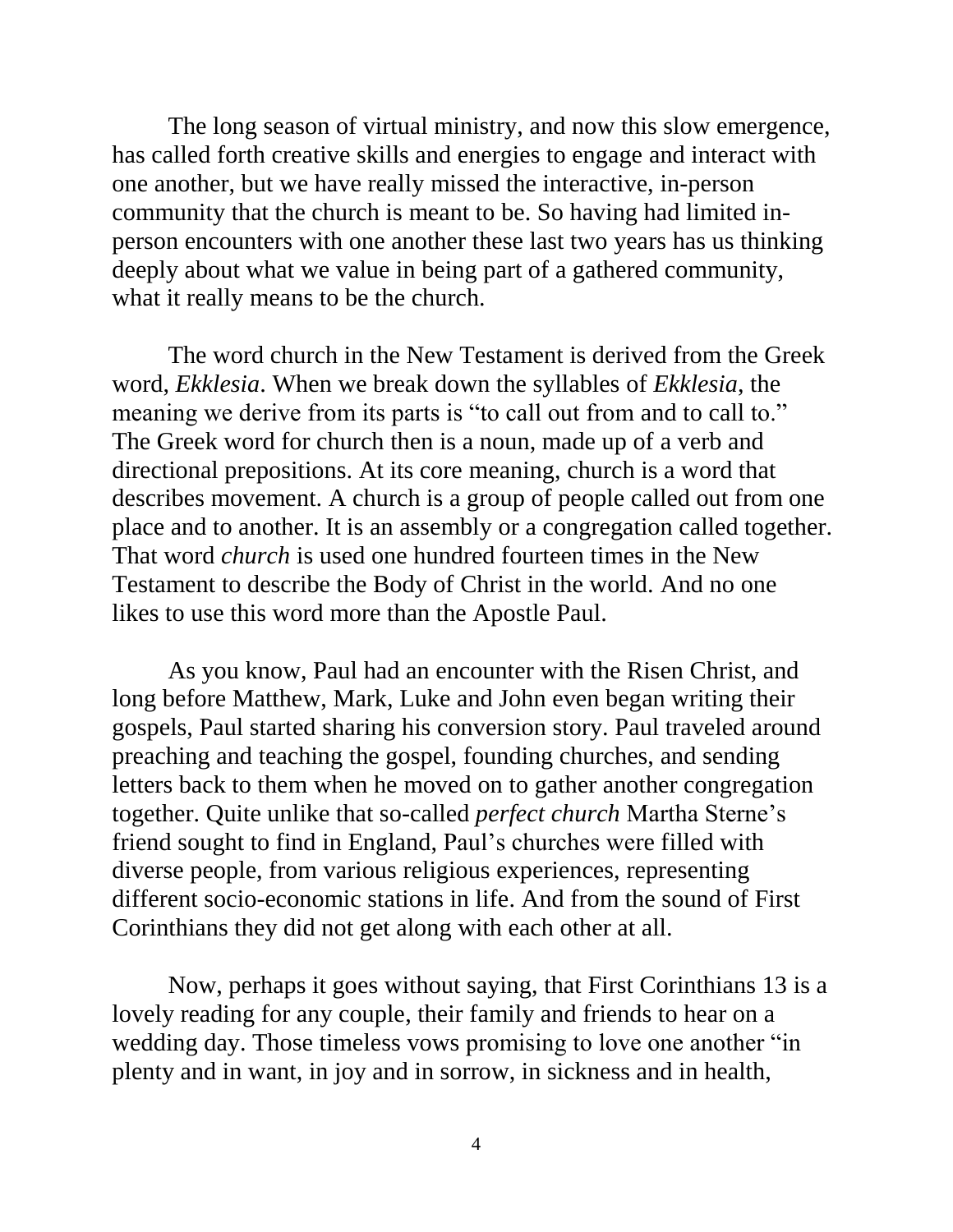The long season of virtual ministry, and now this slow emergence, has called forth creative skills and energies to engage and interact with one another, but we have really missed the interactive, in-person community that the church is meant to be. So having had limited in-person encounters with one another these last two years has us thinking deeply about what we value in being part of a gathered community, what it really means to be the church.

The word church in the New Testament is derived from the Greek word, *Ekklesia*. When we break down the syllables of *Ekklesia*, the meaning we derive from its parts is "to call out from and to call to." The Greek word for church then is a noun, made up of a verb and directional prepositions. At its core meaning, church is a word that describes movement. A church is a group of people called out from one place and to another. It is an assembly or a congregation called together. That word *church* is used one hundred fourteen times in the New Testament to describe the Body of Christ in the world. And no one likes to use this word more than the Apostle Paul.

As you know, Paul had an encounter with the Risen Christ, and long before Matthew, Mark, Luke and John even began writing their gospels, Paul started sharing his conversion story. Paul traveled around preaching and teaching the gospel, founding churches, and sending letters back to them when he moved on to gather another congregation together. Quite unlike that so-called *perfect church* Martha Sterne's friend sought to find in England, Paul's churches were filled with diverse people, from various religious experiences, representing different socio-economic stations in life. And from the sound of First Corinthians they did not get along with each other at all.

Now, perhaps it goes without saying, that First Corinthians 13 is a lovely reading for any couple, their family and friends to hear on a wedding day. Those timeless vows promising to love one another "in plenty and in want, in joy and in sorrow, in sickness and in health,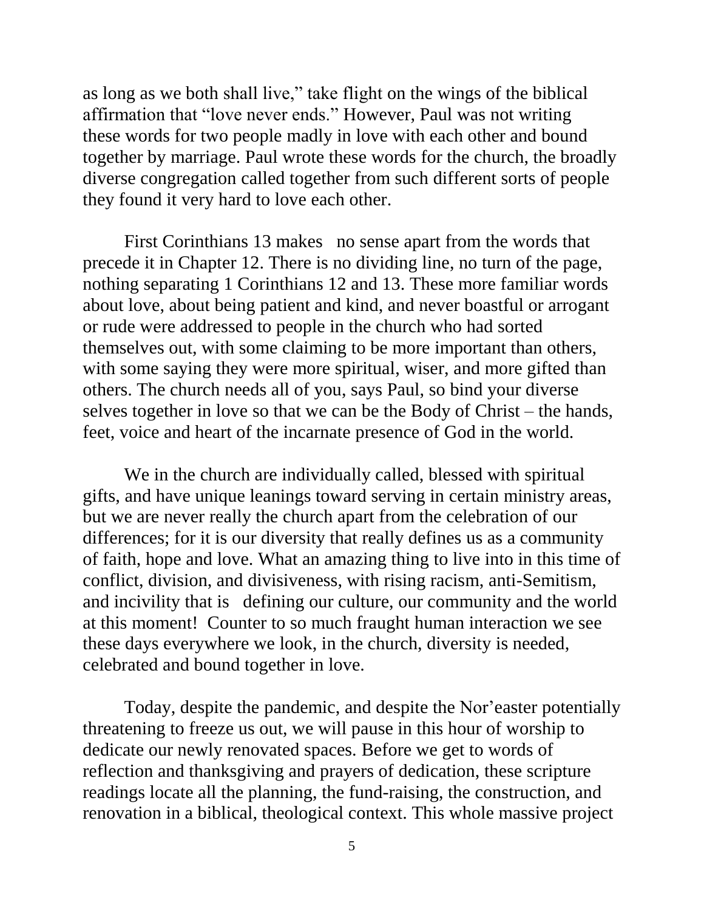as long as we both shall live," take flight on the wings of the biblical affirmation that "love never ends." However, Paul was not writing these words for two people madly in love with each other and bound together by marriage. Paul wrote these words for the church, the broadly diverse congregation called together from such different sorts of people they found it very hard to love each other.

First Corinthians 13 makes no sense apart from the words that precede it in Chapter 12. There is no dividing line, no turn of the page, nothing separating 1 Corinthians 12 and 13. These more familiar words about love, about being patient and kind, and never boastful or arrogant or rude were addressed to people in the church who had sorted themselves out, with some claiming to be more important than others, with some saying they were more spiritual, wiser, and more gifted than others. The church needs all of you, says Paul, so bind your diverse selves together in love so that we can be the Body of Christ – the hands, feet, voice and heart of the incarnate presence of God in the world.

We in the church are individually called, blessed with spiritual gifts, and have unique leanings toward serving in certain ministry areas, but we are never really the church apart from the celebration of our differences; for it is our diversity that really defines us as a community of faith, hope and love. What an amazing thing to live into in this time of conflict, division, and divisiveness, with rising racism, anti-Semitism, and incivility that is defining our culture, our community and the world at this moment! Counter to so much fraught human interaction we see these days everywhere we look, in the church, diversity is needed, celebrated and bound together in love.

Today, despite the pandemic, and despite the Nor'easter potentially threatening to freeze us out, we will pause in this hour of worship to dedicate our newly renovated spaces. Before we get to words of reflection and thanksgiving and prayers of dedication, these scripture readings locate all the planning, the fund-raising, the construction, and renovation in a biblical, theological context. This whole massive project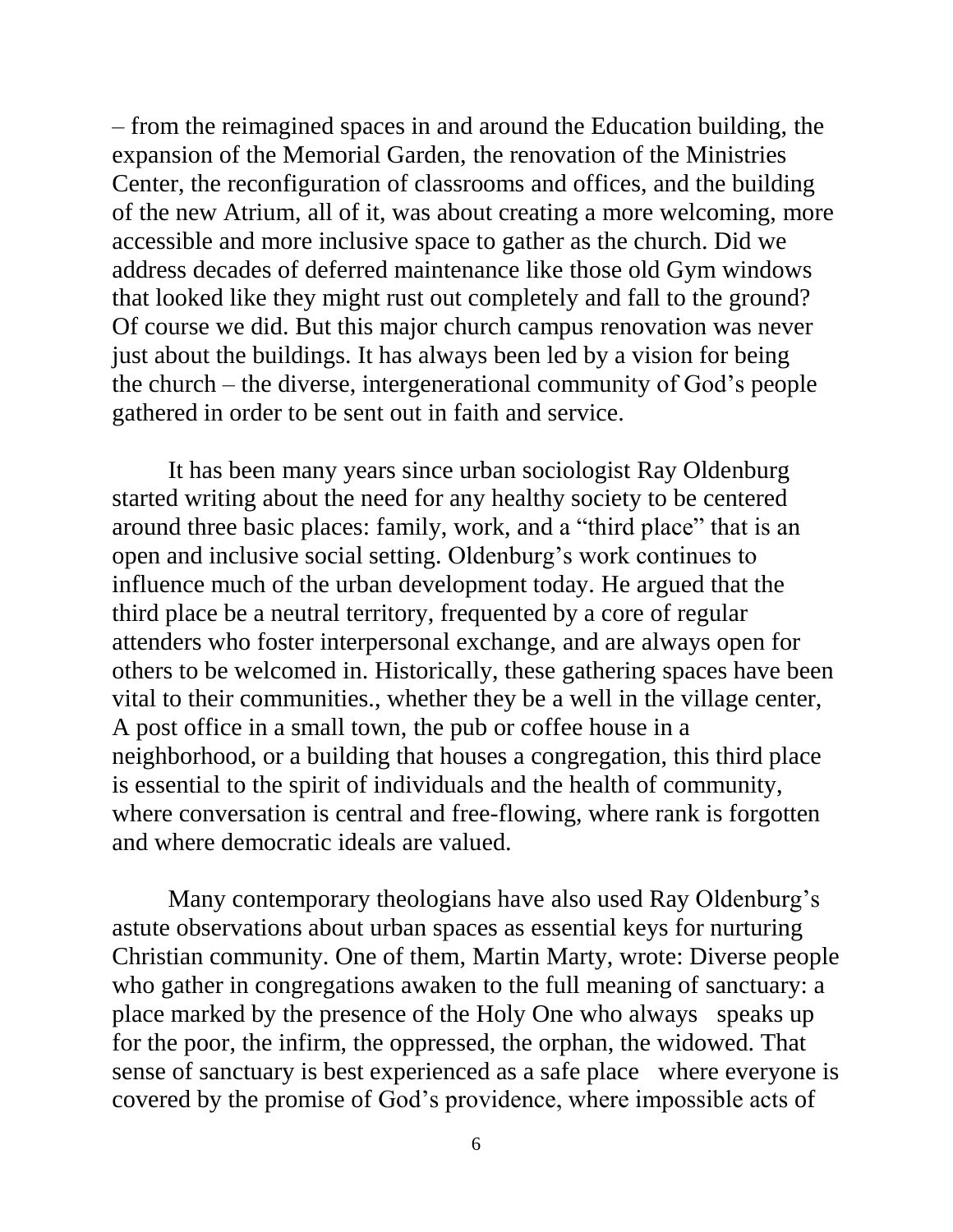– from the reimagined spaces in and around the Education building, the expansion of the Memorial Garden, the renovation of the Ministries Center, the reconfiguration of classrooms and offices, and the building of the new Atrium, all of it, was about creating a more welcoming, more accessible and more inclusive space to gather as the church. Did we address decades of deferred maintenance like those old Gym windows that looked like they might rust out completely and fall to the ground? Of course we did. But this major church campus renovation was never just about the buildings. It has always been led by a vision for being the church – the diverse, intergenerational community of God's people gathered in order to be sent out in faith and service.

It has been many years since urban sociologist Ray Oldenburg started writing about the need for any healthy society to be centered around three basic places: family, work, and a "third place" that is an open and inclusive social setting. Oldenburg's work continues to influence much of the urban development today. He argued that the third place be a neutral territory, frequented by a core of regular attenders who foster interpersonal exchange, and are always open for others to be welcomed in. Historically, these gathering spaces have been vital to their communities., whether they be a well in the village center, A post office in a small town, the pub or coffee house in a neighborhood, or a building that houses a congregation, this third place is essential to the spirit of individuals and the health of community, where conversation is central and free-flowing, where rank is forgotten and where democratic ideals are valued.

Many contemporary theologians have also used Ray Oldenburg's astute observations about urban spaces as essential keys for nurturing Christian community. One of them, Martin Marty, wrote: Diverse people who gather in congregations awaken to the full meaning of sanctuary: a place marked by the presence of the Holy One who always speaks up for the poor, the infirm, the oppressed, the orphan, the widowed. That sense of sanctuary is best experienced as a safe place where everyone is covered by the promise of God's providence, where impossible acts of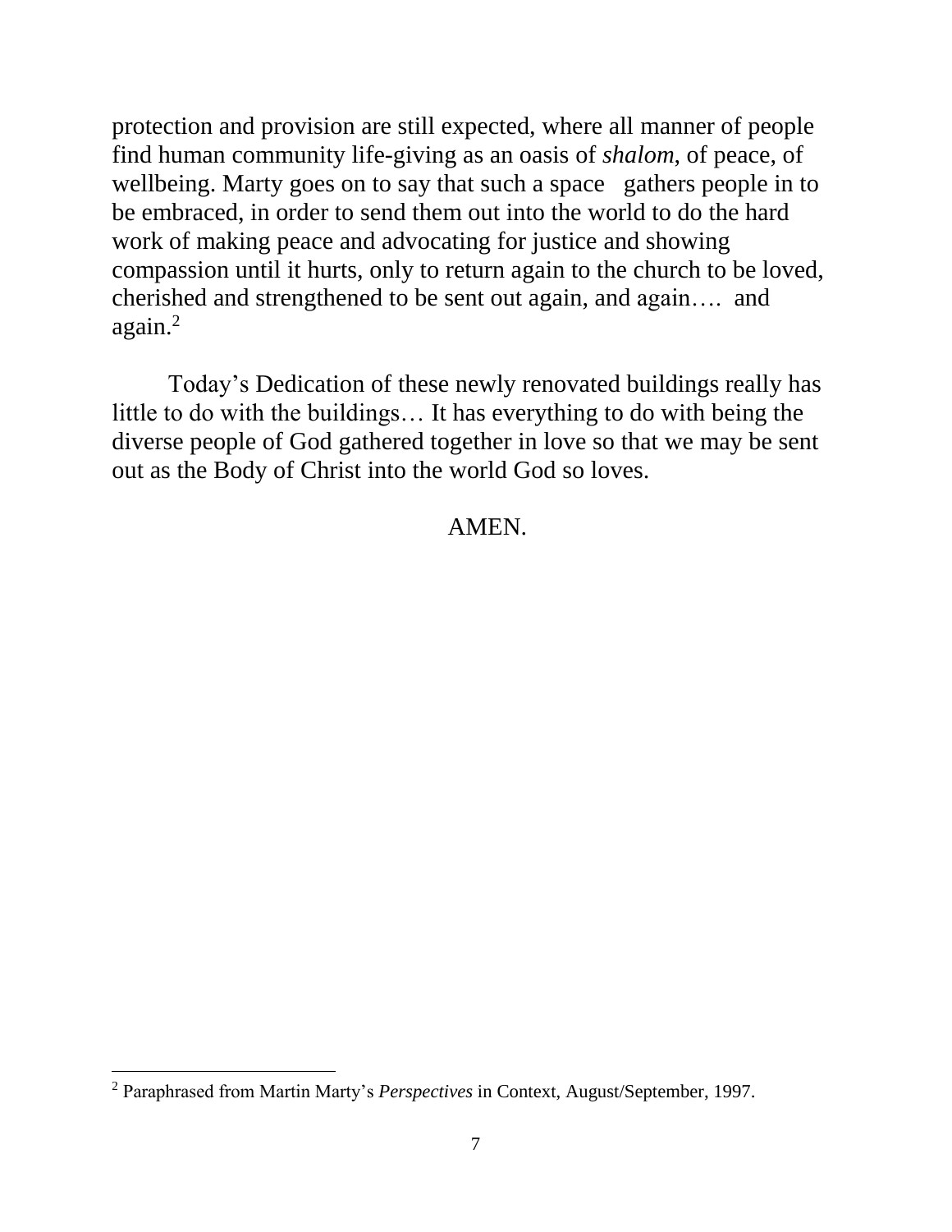protection and provision are still expected, where all manner of people find human community life-giving as an oasis of *shalom*, of peace, of wellbeing. Marty goes on to say that such a space gathers people in to be embraced, in order to send them out into the world to do the hard work of making peace and advocating for justice and showing compassion until it hurts, only to return again to the church to be loved, cherished and strengthened to be sent out again, and again…. and again.[2]

Today's Dedication of these newly renovated buildings really has little to do with the buildings… It has everything to do with being the diverse people of God gathered together in love so that we may be sent out as the Body of Christ into the world God so loves.

AMEN.

---

[2] Paraphrased from Martin Marty's *Perspectives* in Context, August/September, 1997.